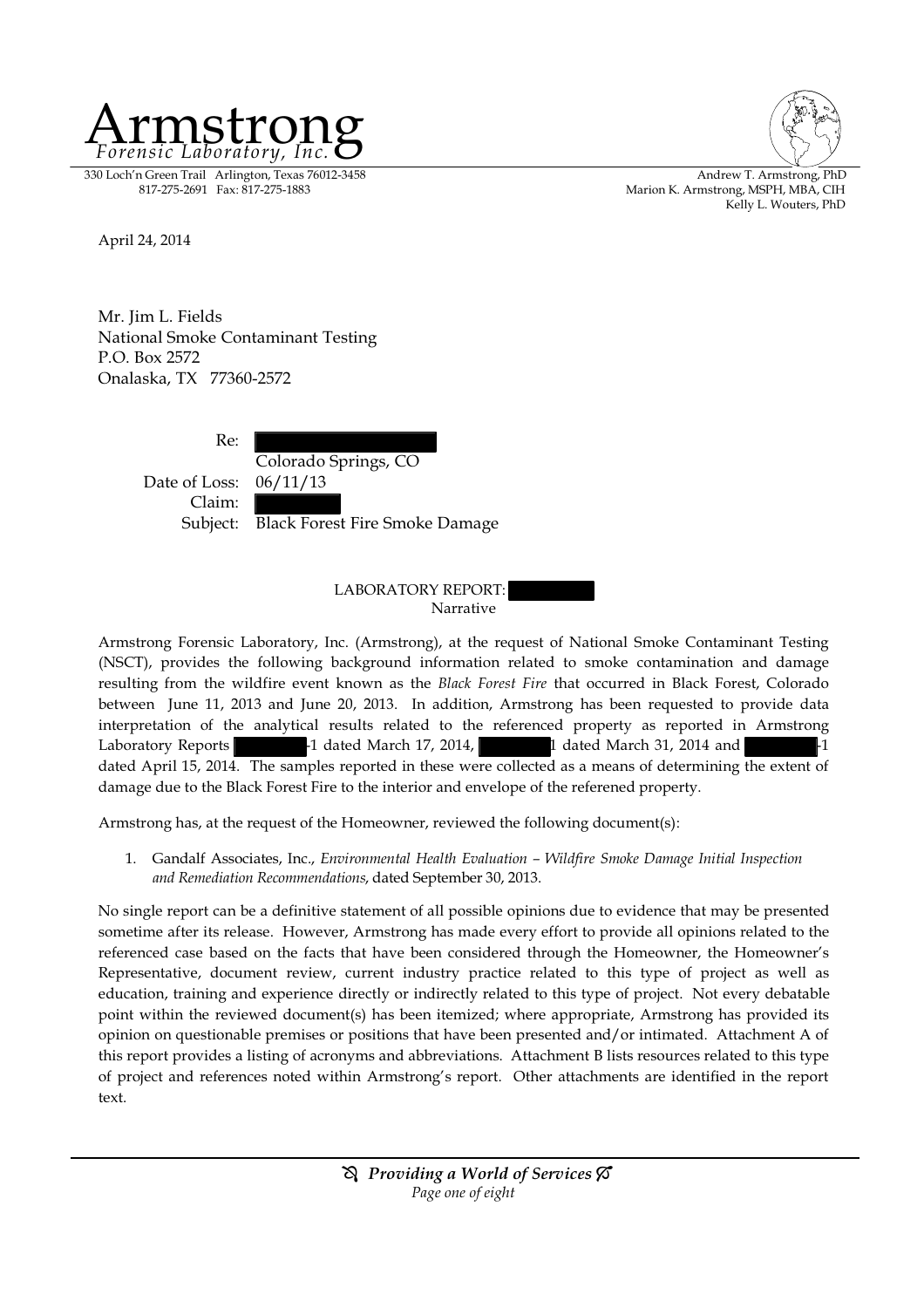# Armstrong
*Forensic Laboratory, Inc.*

330 Loch'n Green Trail Arlington, Texas 76012-3458
817-275-2691 Fax: 817-275-1883

Andrew T. Armstrong, PhD
Marion K. Armstrong, MSPH, MBA, CIH
Kelly L. Wouters, PhD

April 24, 2014

Mr. Jim L. Fields
National Smoke Contaminant Testing
P.O. Box 2572
Onalaska, TX 77360-2572

Re: [REDACTED]
Colorado Springs, CO
Date of Loss: 06/11/13
Claim: [REDACTED]
Subject: Black Forest Fire Smoke Damage

LABORATORY REPORT: [REDACTED]
Narrative

Armstrong Forensic Laboratory, Inc. (Armstrong), at the request of National Smoke Contaminant Testing (NSCT), provides the following background information related to smoke contamination and damage resulting from the wildfire event known as the *Black Forest Fire* that occurred in Black Forest, Colorado between June 11, 2013 and June 20, 2013. In addition, Armstrong has been requested to provide data interpretation of the analytical results related to the referenced property as reported in Armstrong Laboratory Reports [REDACTED]-1 dated March 17, 2014, [REDACTED]1 dated March 31, 2014 and [REDACTED]-1 dated April 15, 2014. The samples reported in these were collected as a means of determining the extent of damage due to the Black Forest Fire to the interior and envelope of the referened property.

Armstrong has, at the request of the Homeowner, reviewed the following document(s):

1. Gandalf Associates, Inc., *Environmental Health Evaluation – Wildfire Smoke Damage Initial Inspection and Remediation Recommendations*, dated September 30, 2013.

No single report can be a definitive statement of all possible opinions due to evidence that may be presented sometime after its release. However, Armstrong has made every effort to provide all opinions related to the referenced case based on the facts that have been considered through the Homeowner, the Homeowner's Representative, document review, current industry practice related to this type of project as well as education, training and experience directly or indirectly related to this type of project. Not every debatable point within the reviewed document(s) has been itemized; where appropriate, Armstrong has provided its opinion on questionable premises or positions that have been presented and/or intimated. Attachment A of this report provides a listing of acronyms and abbreviations. Attachment B lists resources related to this type of project and references noted within Armstrong's report. Other attachments are identified in the report text.

*Providing a World of Services*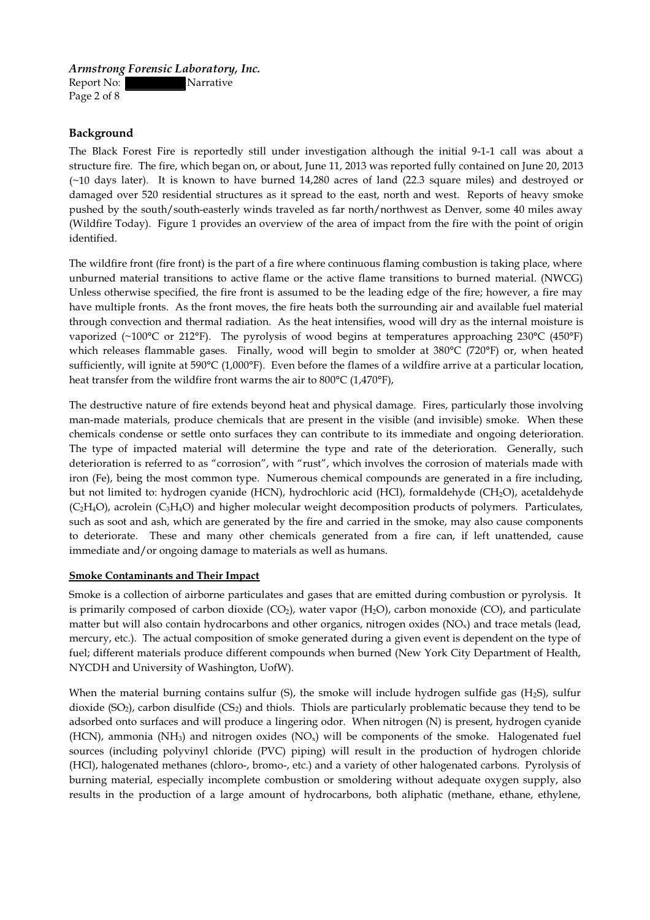## Background

The Black Forest Fire is reportedly still under investigation although the initial 9-1-1 call was about a structure fire. The fire, which began on, or about, June 11, 2013 was reported fully contained on June 20, 2013 (~10 days later). It is known to have burned 14,280 acres of land (22.3 square miles) and destroyed or damaged over 520 residential structures as it spread to the east, north and west. Reports of heavy smoke pushed by the south/south-easterly winds traveled as far north/northwest as Denver, some 40 miles away (Wildfire Today). Figure 1 provides an overview of the area of impact from the fire with the point of origin identified.

The wildfire front (fire front) is the part of a fire where continuous flaming combustion is taking place, where unburned material transitions to active flame or the active flame transitions to burned material. (NWCG) Unless otherwise specified, the fire front is assumed to be the leading edge of the fire; however, a fire may have multiple fronts. As the front moves, the fire heats both the surrounding air and available fuel material through convection and thermal radiation. As the heat intensifies, wood will dry as the internal moisture is vaporized (~100°C or 212°F). The pyrolysis of wood begins at temperatures approaching 230°C (450°F) which releases flammable gases. Finally, wood will begin to smolder at 380°C (720°F) or, when heated sufficiently, will ignite at 590°C (1,000°F). Even before the flames of a wildfire arrive at a particular location, heat transfer from the wildfire front warms the air to 800°C (1,470°F),

The destructive nature of fire extends beyond heat and physical damage. Fires, particularly those involving man-made materials, produce chemicals that are present in the visible (and invisible) smoke. When these chemicals condense or settle onto surfaces they can contribute to its immediate and ongoing deterioration. The type of impacted material will determine the type and rate of the deterioration. Generally, such deterioration is referred to as "corrosion", with "rust", which involves the corrosion of materials made with iron (Fe), being the most common type. Numerous chemical compounds are generated in a fire including, but not limited to: hydrogen cyanide (HCN), hydrochloric acid (HCl), formaldehyde ($CH_2O$), acetaldehyde ($C_2H_4O$), acrolein ($C_3H_4O$) and higher molecular weight decomposition products of polymers. Particulates, such as soot and ash, which are generated by the fire and carried in the smoke, may also cause components to deteriorate. These and many other chemicals generated from a fire can, if left unattended, cause immediate and/or ongoing damage to materials as well as humans.

### Smoke Contaminants and Their Impact

Smoke is a collection of airborne particulates and gases that are emitted during combustion or pyrolysis. It is primarily composed of carbon dioxide ($CO_2$), water vapor ($H_2O$), carbon monoxide (CO), and particulate matter but will also contain hydrocarbons and other organics, nitrogen oxides ($NO_x$) and trace metals (lead, mercury, etc.). The actual composition of smoke generated during a given event is dependent on the type of fuel; different materials produce different compounds when burned (New York City Department of Health, NYCDH and University of Washington, UofW).

When the material burning contains sulfur (S), the smoke will include hydrogen sulfide gas ($H_2S$), sulfur dioxide ($SO_2$), carbon disulfide ($CS_2$) and thiols. Thiols are particularly problematic because they tend to be adsorbed onto surfaces and will produce a lingering odor. When nitrogen (N) is present, hydrogen cyanide (HCN), ammonia ($NH_3$) and nitrogen oxides ($NO_x$) will be components of the smoke. Halogenated fuel sources (including polyvinyl chloride (PVC) piping) will result in the production of hydrogen chloride (HCl), halogenated methanes (chloro-, bromo-, etc.) and a variety of other halogenated carbons. Pyrolysis of burning material, especially incomplete combustion or smoldering without adequate oxygen supply, also results in the production of a large amount of hydrocarbons, both aliphatic (methane, ethane, ethylene,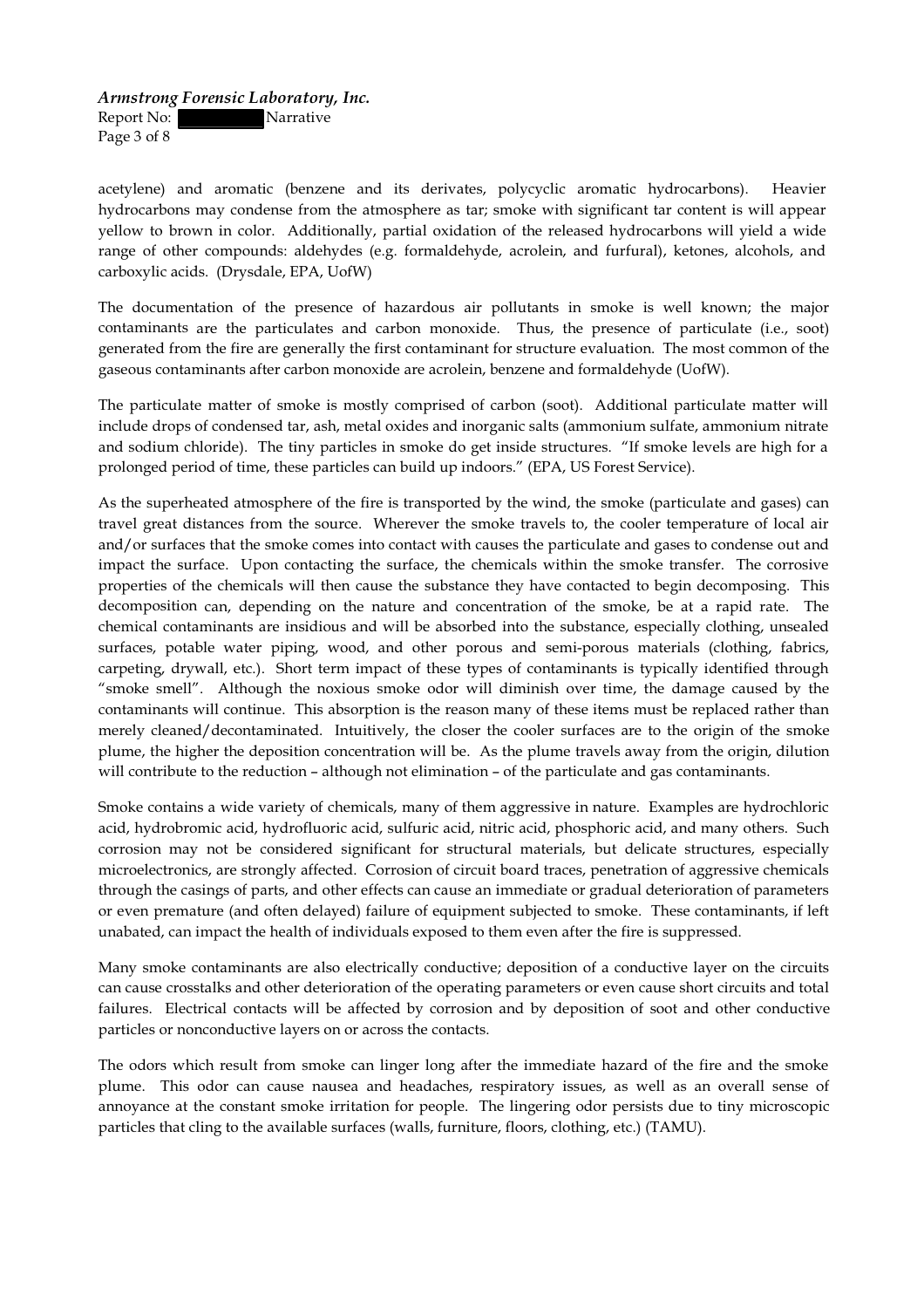acetylene) and aromatic (benzene and its derivates, polycyclic aromatic hydrocarbons). Heavier hydrocarbons may condense from the atmosphere as tar; smoke with significant tar content is will appear yellow to brown in color. Additionally, partial oxidation of the released hydrocarbons will yield a wide range of other compounds: aldehydes (e.g. formaldehyde, acrolein, and furfural), ketones, alcohols, and carboxylic acids. (Drysdale, EPA, UofW)

The documentation of the presence of hazardous air pollutants in smoke is well known; the major contaminants are the particulates and carbon monoxide. Thus, the presence of particulate (i.e., soot) generated from the fire are generally the first contaminant for structure evaluation. The most common of the gaseous contaminants after carbon monoxide are acrolein, benzene and formaldehyde (UofW).

The particulate matter of smoke is mostly comprised of carbon (soot). Additional particulate matter will include drops of condensed tar, ash, metal oxides and inorganic salts (ammonium sulfate, ammonium nitrate and sodium chloride). The tiny particles in smoke do get inside structures. "If smoke levels are high for a prolonged period of time, these particles can build up indoors." (EPA, US Forest Service).

As the superheated atmosphere of the fire is transported by the wind, the smoke (particulate and gases) can travel great distances from the source. Wherever the smoke travels to, the cooler temperature of local air and/or surfaces that the smoke comes into contact with causes the particulate and gases to condense out and impact the surface. Upon contacting the surface, the chemicals within the smoke transfer. The corrosive properties of the chemicals will then cause the substance they have contacted to begin decomposing. This decomposition can, depending on the nature and concentration of the smoke, be at a rapid rate. The chemical contaminants are insidious and will be absorbed into the substance, especially clothing, unsealed surfaces, potable water piping, wood, and other porous and semi-porous materials (clothing, fabrics, carpeting, drywall, etc.). Short term impact of these types of contaminants is typically identified through "smoke smell". Although the noxious smoke odor will diminish over time, the damage caused by the contaminants will continue. This absorption is the reason many of these items must be replaced rather than merely cleaned/decontaminated. Intuitively, the closer the cooler surfaces are to the origin of the smoke plume, the higher the deposition concentration will be. As the plume travels away from the origin, dilution will contribute to the reduction – although not elimination – of the particulate and gas contaminants.

Smoke contains a wide variety of chemicals, many of them aggressive in nature. Examples are hydrochloric acid, hydrobromic acid, hydrofluoric acid, sulfuric acid, nitric acid, phosphoric acid, and many others. Such corrosion may not be considered significant for structural materials, but delicate structures, especially microelectronics, are strongly affected. Corrosion of circuit board traces, penetration of aggressive chemicals through the casings of parts, and other effects can cause an immediate or gradual deterioration of parameters or even premature (and often delayed) failure of equipment subjected to smoke. These contaminants, if left unabated, can impact the health of individuals exposed to them even after the fire is suppressed.

Many smoke contaminants are also electrically conductive; deposition of a conductive layer on the circuits can cause crosstalks and other deterioration of the operating parameters or even cause short circuits and total failures. Electrical contacts will be affected by corrosion and by deposition of soot and other conductive particles or nonconductive layers on or across the contacts.

The odors which result from smoke can linger long after the immediate hazard of the fire and the smoke plume. This odor can cause nausea and headaches, respiratory issues, as well as an overall sense of annoyance at the constant smoke irritation for people. The lingering odor persists due to tiny microscopic particles that cling to the available surfaces (walls, furniture, floors, clothing, etc.) (TAMU).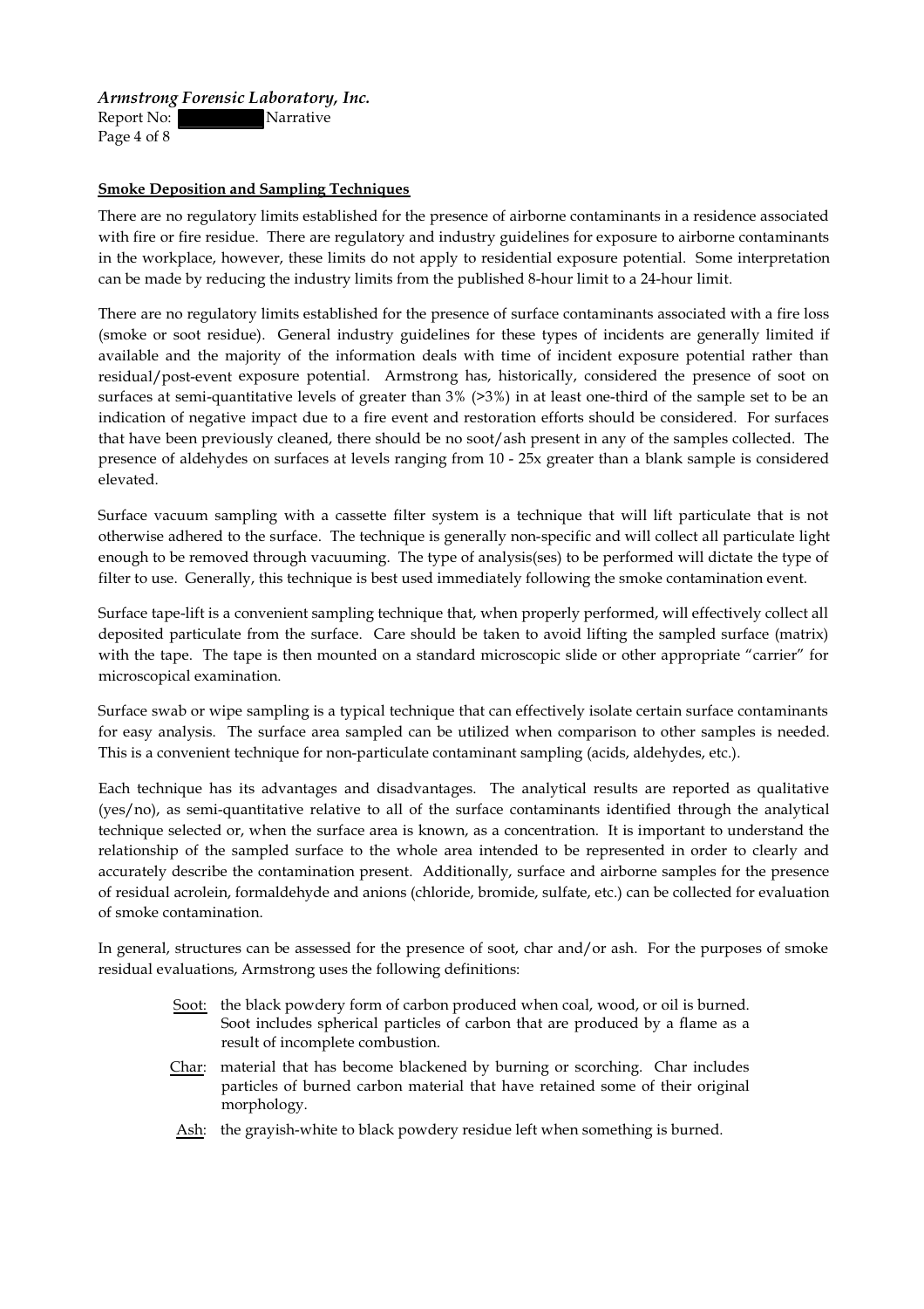**Smoke Deposition and Sampling Techniques**

There are no regulatory limits established for the presence of airborne contaminants in a residence associated with fire or fire residue. There are regulatory and industry guidelines for exposure to airborne contaminants in the workplace, however, these limits do not apply to residential exposure potential. Some interpretation can be made by reducing the industry limits from the published 8-hour limit to a 24-hour limit.

There are no regulatory limits established for the presence of surface contaminants associated with a fire loss (smoke or soot residue). General industry guidelines for these types of incidents are generally limited if available and the majority of the information deals with time of incident exposure potential rather than residual/post-event exposure potential. Armstrong has, historically, considered the presence of soot on surfaces at semi-quantitative levels of greater than 3% (>3%) in at least one-third of the sample set to be an indication of negative impact due to a fire event and restoration efforts should be considered. For surfaces that have been previously cleaned, there should be no soot/ash present in any of the samples collected. The presence of aldehydes on surfaces at levels ranging from 10 - 25x greater than a blank sample is considered elevated.

Surface vacuum sampling with a cassette filter system is a technique that will lift particulate that is not otherwise adhered to the surface. The technique is generally non-specific and will collect all particulate light enough to be removed through vacuuming. The type of analysis(ses) to be performed will dictate the type of filter to use. Generally, this technique is best used immediately following the smoke contamination event.

Surface tape-lift is a convenient sampling technique that, when properly performed, will effectively collect all deposited particulate from the surface. Care should be taken to avoid lifting the sampled surface (matrix) with the tape. The tape is then mounted on a standard microscopic slide or other appropriate "carrier" for microscopical examination.

Surface swab or wipe sampling is a typical technique that can effectively isolate certain surface contaminants for easy analysis. The surface area sampled can be utilized when comparison to other samples is needed. This is a convenient technique for non-particulate contaminant sampling (acids, aldehydes, etc.).

Each technique has its advantages and disadvantages. The analytical results are reported as qualitative (yes/no), as semi-quantitative relative to all of the surface contaminants identified through the analytical technique selected or, when the surface area is known, as a concentration. It is important to understand the relationship of the sampled surface to the whole area intended to be represented in order to clearly and accurately describe the contamination present. Additionally, surface and airborne samples for the presence of residual acrolein, formaldehyde and anions (chloride, bromide, sulfate, etc.) can be collected for evaluation of smoke contamination.

In general, structures can be assessed for the presence of soot, char and/or ash. For the purposes of smoke residual evaluations, Armstrong uses the following definitions:

- Soot: the black powdery form of carbon produced when coal, wood, or oil is burned. Soot includes spherical particles of carbon that are produced by a flame as a result of incomplete combustion.
- Char: material that has become blackened by burning or scorching. Char includes particles of burned carbon material that have retained some of their original morphology.
- Ash: the grayish-white to black powdery residue left when something is burned.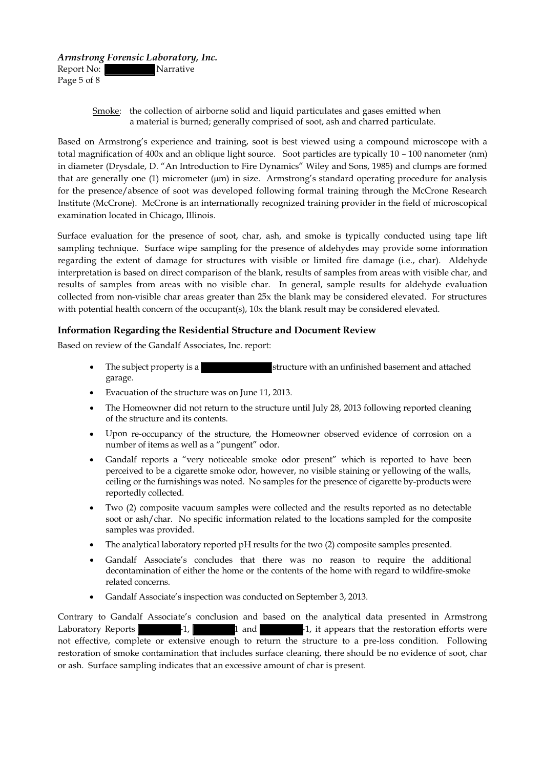Smoke: the collection of airborne solid and liquid particulates and gases emitted when a material is burned; generally comprised of soot, ash and charred particulate.

Based on Armstrong's experience and training, soot is best viewed using a compound microscope with a total magnification of 400x and an oblique light source. Soot particles are typically 10 – 100 nanometer (nm) in diameter (Drysdale, D. "An Introduction to Fire Dynamics" Wiley and Sons, 1985) and clumps are formed that are generally one (1) micrometer (µm) in size. Armstrong's standard operating procedure for analysis for the presence/absence of soot was developed following formal training through the McCrone Research Institute (McCrone). McCrone is an internationally recognized training provider in the field of microscopical examination located in Chicago, Illinois.

Surface evaluation for the presence of soot, char, ash, and smoke is typically conducted using tape lift sampling technique. Surface wipe sampling for the presence of aldehydes may provide some information regarding the extent of damage for structures with visible or limited fire damage (i.e., char). Aldehyde interpretation is based on direct comparison of the blank, results of samples from areas with visible char, and results of samples from areas with no visible char. In general, sample results for aldehyde evaluation collected from non-visible char areas greater than 25x the blank may be considered elevated. For structures with potential health concern of the occupant(s), 10x the blank result may be considered elevated.

### Information Regarding the Residential Structure and Document Review

Based on review of the Gandalf Associates, Inc. report:

- The subject property is a ████████ structure with an unfinished basement and attached garage.
- Evacuation of the structure was on June 11, 2013.
- The Homeowner did not return to the structure until July 28, 2013 following reported cleaning of the structure and its contents.
- Upon re-occupancy of the structure, the Homeowner observed evidence of corrosion on a number of items as well as a "pungent" odor.
- Gandalf reports a "very noticeable smoke odor present" which is reported to have been perceived to be a cigarette smoke odor, however, no visible staining or yellowing of the walls, ceiling or the furnishings was noted. No samples for the presence of cigarette by-products were reportedly collected.
- Two (2) composite vacuum samples were collected and the results reported as no detectable soot or ash/char. No specific information related to the locations sampled for the composite samples was provided.
- The analytical laboratory reported pH results for the two (2) composite samples presented.
- Gandalf Associate's concludes that there was no reason to require the additional decontamination of either the home or the contents of the home with regard to wildfire-smoke related concerns.
- Gandalf Associate's inspection was conducted on September 3, 2013.

Contrary to Gandalf Associate's conclusion and based on the analytical data presented in Armstrong Laboratory Reports ████-1, ████1 and ████-1, it appears that the restoration efforts were not effective, complete or extensive enough to return the structure to a pre-loss condition. Following restoration of smoke contamination that includes surface cleaning, there should be no evidence of soot, char or ash. Surface sampling indicates that an excessive amount of char is present.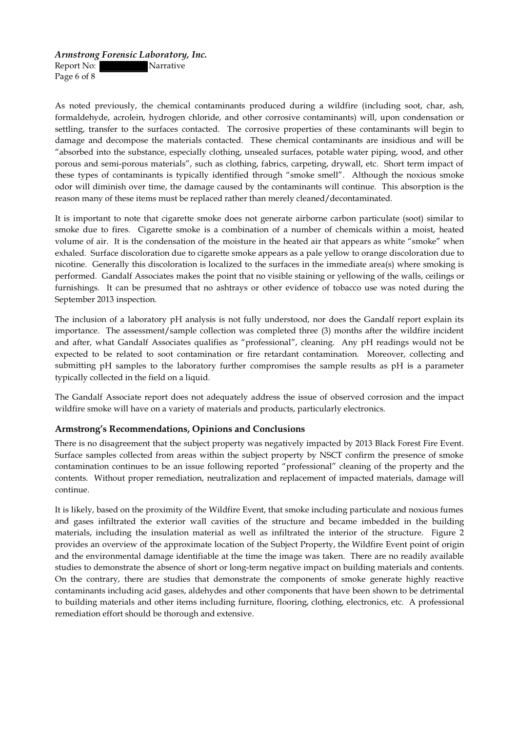As noted previously, the chemical contaminants produced during a wildfire (including soot, char, ash, formaldehyde, acrolein, hydrogen chloride, and other corrosive contaminants) will, upon condensation or settling, transfer to the surfaces contacted. The corrosive properties of these contaminants will begin to damage and decompose the materials contacted. These chemical contaminants are insidious and will be "absorbed into the substance, especially clothing, unsealed surfaces, potable water piping, wood, and other porous and semi-porous materials", such as clothing, fabrics, carpeting, drywall, etc. Short term impact of these types of contaminants is typically identified through "smoke smell". Although the noxious smoke odor will diminish over time, the damage caused by the contaminants will continue. This absorption is the reason many of these items must be replaced rather than merely cleaned/decontaminated.

It is important to note that cigarette smoke does not generate airborne carbon particulate (soot) similar to smoke due to fires. Cigarette smoke is a combination of a number of chemicals within a moist, heated volume of air. It is the condensation of the moisture in the heated air that appears as white "smoke" when exhaled. Surface discoloration due to cigarette smoke appears as a pale yellow to orange discoloration due to nicotine. Generally this discoloration is localized to the surfaces in the immediate area(s) where smoking is performed. Gandalf Associates makes the point that no visible staining or yellowing of the walls, ceilings or furnishings. It can be presumed that no ashtrays or other evidence of tobacco use was noted during the September 2013 inspection.

The inclusion of a laboratory pH analysis is not fully understood, nor does the Gandalf report explain its importance. The assessment/sample collection was completed three (3) months after the wildfire incident and after, what Gandalf Associates qualifies as "professional", cleaning. Any pH readings would not be expected to be related to soot contamination or fire retardant contamination. Moreover, collecting and submitting pH samples to the laboratory further compromises the sample results as pH is a parameter typically collected in the field on a liquid.

The Gandalf Associate report does not adequately address the issue of observed corrosion and the impact wildfire smoke will have on a variety of materials and products, particularly electronics.

## Armstrong's Recommendations, Opinions and Conclusions

There is no disagreement that the subject property was negatively impacted by 2013 Black Forest Fire Event. Surface samples collected from areas within the subject property by NSCT confirm the presence of smoke contamination continues to be an issue following reported "professional" cleaning of the property and the contents. Without proper remediation, neutralization and replacement of impacted materials, damage will continue.

It is likely, based on the proximity of the Wildfire Event, that smoke including particulate and noxious fumes and gases infiltrated the exterior wall cavities of the structure and became imbedded in the building materials, including the insulation material as well as infiltrated the interior of the structure. Figure 2 provides an overview of the approximate location of the Subject Property, the Wildfire Event point of origin and the environmental damage identifiable at the time the image was taken. There are no readily available studies to demonstrate the absence of short or long-term negative impact on building materials and contents. On the contrary, there are studies that demonstrate the components of smoke generate highly reactive contaminants including acid gases, aldehydes and other components that have been shown to be detrimental to building materials and other items including furniture, flooring, clothing, electronics, etc. A professional remediation effort should be thorough and extensive.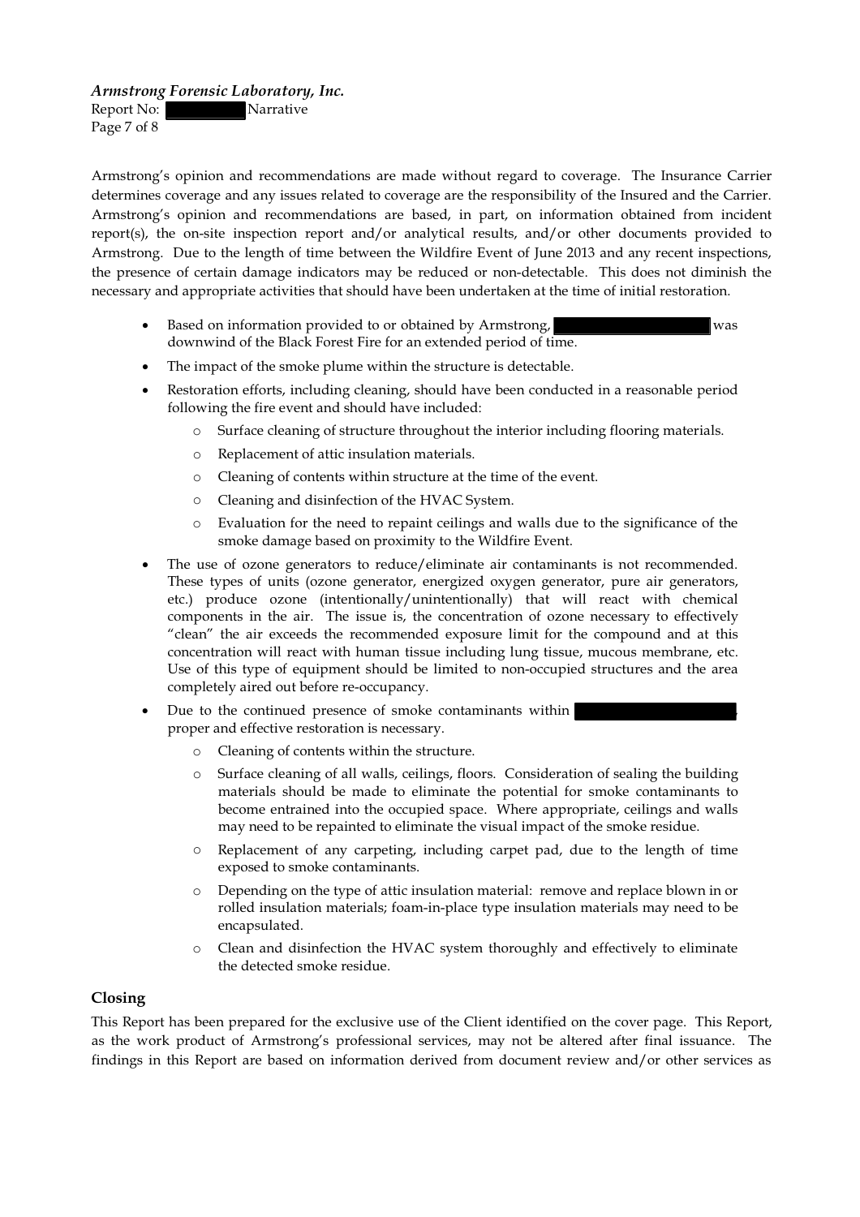Armstrong's opinion and recommendations are made without regard to coverage. The Insurance Carrier determines coverage and any issues related to coverage are the responsibility of the Insured and the Carrier. Armstrong's opinion and recommendations are based, in part, on information obtained from incident report(s), the on-site inspection report and/or analytical results, and/or other documents provided to Armstrong. Due to the length of time between the Wildfire Event of June 2013 and any recent inspections, the presence of certain damage indicators may be reduced or non-detectable. This does not diminish the necessary and appropriate activities that should have been undertaken at the time of initial restoration.

- Based on information provided to or obtained by Armstrong, [REDACTED] was downwind of the Black Forest Fire for an extended period of time.
- The impact of the smoke plume within the structure is detectable.
- Restoration efforts, including cleaning, should have been conducted in a reasonable period following the fire event and should have included:
  - Surface cleaning of structure throughout the interior including flooring materials.
  - Replacement of attic insulation materials.
  - Cleaning of contents within structure at the time of the event.
  - Cleaning and disinfection of the HVAC System.
  - Evaluation for the need to repaint ceilings and walls due to the significance of the smoke damage based on proximity to the Wildfire Event.
- The use of ozone generators to reduce/eliminate air contaminants is not recommended. These types of units (ozone generator, energized oxygen generator, pure air generators, etc.) produce ozone (intentionally/unintentionally) that will react with chemical components in the air. The issue is, the concentration of ozone necessary to effectively "clean" the air exceeds the recommended exposure limit for the compound and at this concentration will react with human tissue including lung tissue, mucous membrane, etc. Use of this type of equipment should be limited to non-occupied structures and the area completely aired out before re-occupancy.
- Due to the continued presence of smoke contaminants within [REDACTED], proper and effective restoration is necessary.
  - Cleaning of contents within the structure.
  - Surface cleaning of all walls, ceilings, floors. Consideration of sealing the building materials should be made to eliminate the potential for smoke contaminants to become entrained into the occupied space. Where appropriate, ceilings and walls may need to be repainted to eliminate the visual impact of the smoke residue.
  - Replacement of any carpeting, including carpet pad, due to the length of time exposed to smoke contaminants.
  - Depending on the type of attic insulation material: remove and replace blown in or rolled insulation materials; foam-in-place type insulation materials may need to be encapsulated.
  - Clean and disinfection the HVAC system thoroughly and effectively to eliminate the detected smoke residue.

## Closing

This Report has been prepared for the exclusive use of the Client identified on the cover page. This Report, as the work product of Armstrong's professional services, may not be altered after final issuance. The findings in this Report are based on information derived from document review and/or other services as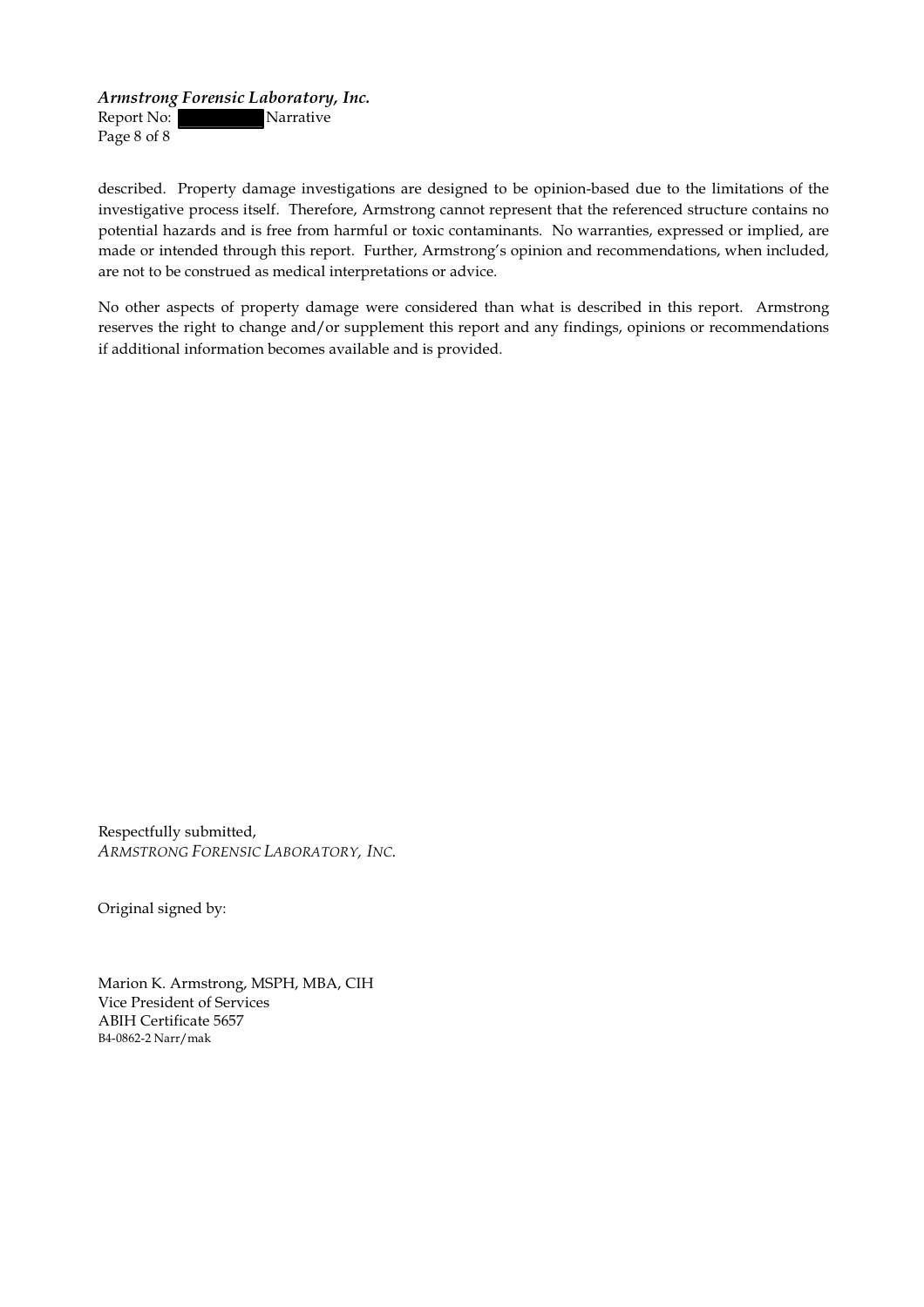described. Property damage investigations are designed to be opinion-based due to the limitations of the investigative process itself. Therefore, Armstrong cannot represent that the referenced structure contains no potential hazards and is free from harmful or toxic contaminants. No warranties, expressed or implied, are made or intended through this report. Further, Armstrong's opinion and recommendations, when included, are not to be construed as medical interpretations or advice.

No other aspects of property damage were considered than what is described in this report. Armstrong reserves the right to change and/or supplement this report and any findings, opinions or recommendations if additional information becomes available and is provided.

Respectfully submitted,
*ARMSTRONG FORENSIC LABORATORY, INC.*

Original signed by:

Marion K. Armstrong, MSPH, MBA, CIH
Vice President of Services
ABIH Certificate 5657
B4-0862-2 Narr/mak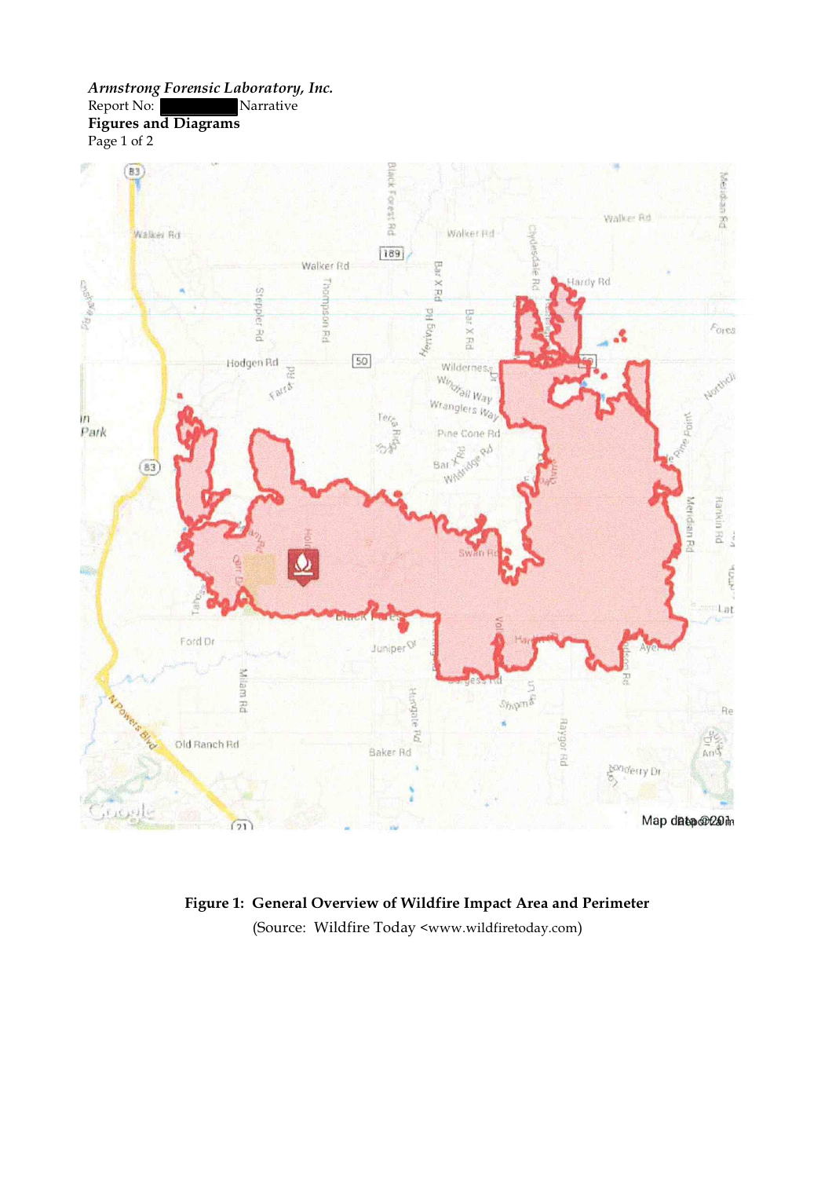*Armstrong Forensic Laboratory, Inc.*
Report No: ██████ Narrative
**Figures and Diagrams**
Page 1 of 2

**Figure 1: General Overview of Wildfire Impact Area and Perimeter**
(Source: Wildfire Today <www.wildfiretoday.com)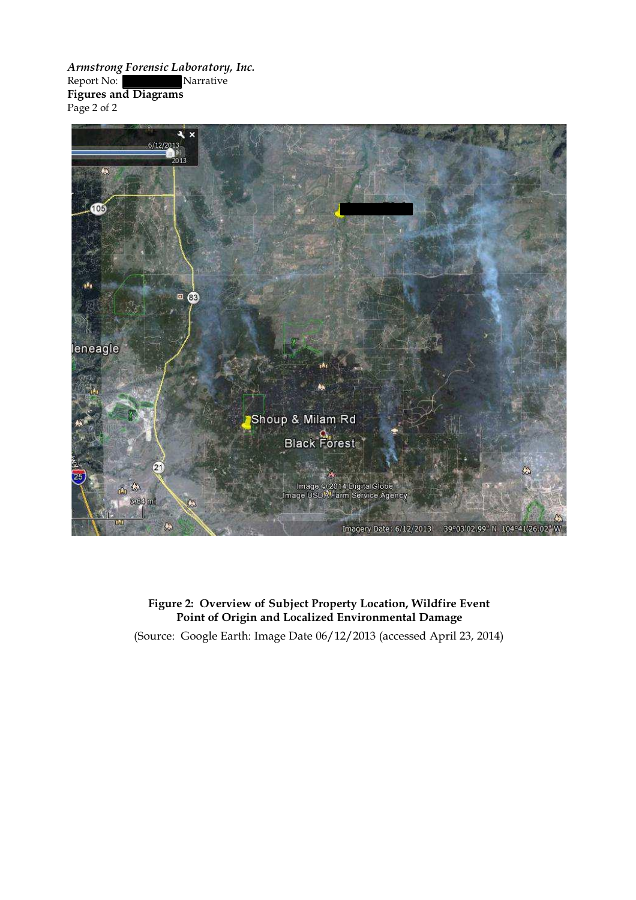*Armstrong Forensic Laboratory, Inc.*
Report No: Narrative
**Figures and Diagrams**

**Figure 2: Overview of Subject Property Location, Wildfire Event Point of Origin and Localized Environmental Damage**

(Source: Google Earth: Image Date 06/12/2013 (accessed April 23, 2014)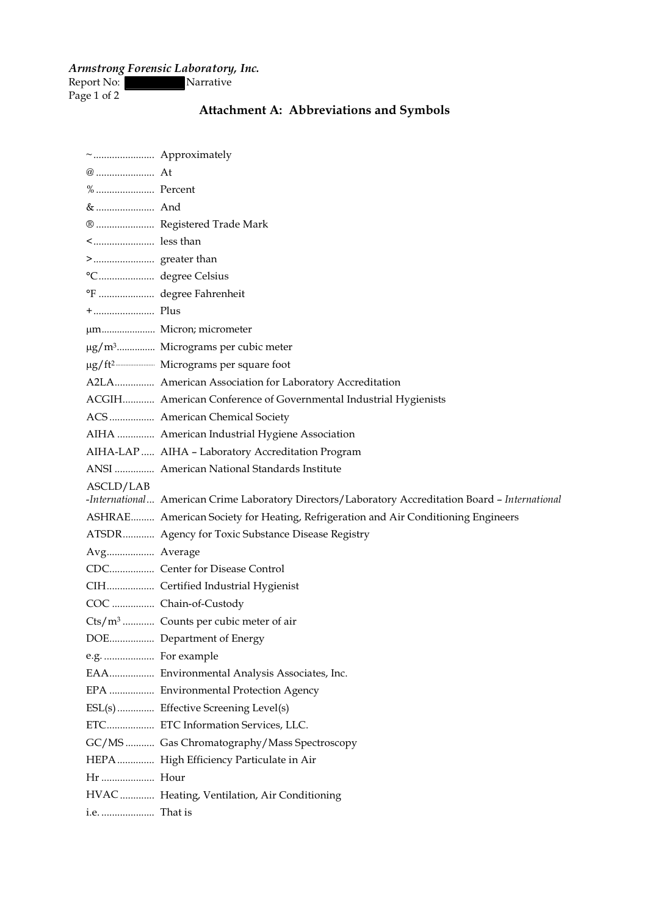*Armstrong Forensic Laboratory, Inc.*
Report No: ██████ Narrative

## Attachment A: Abbreviations and Symbols

~ ....................... Approximately
@ ...................... At
% ...................... Percent
& ...................... And
® ...................... Registered Trade Mark
< ....................... less than
> ....................... greater than
°C ..................... degree Celsius
°F ..................... degree Fahrenheit
+ ....................... Plus
µm..................... Micron; micrometer
$\mu g/m^3$............... Micrograms per cubic meter
$\mu g/ft^2$.................. Micrograms per square foot
A2LA............... American Association for Laboratory Accreditation
ACGIH............ American Conference of Governmental Industrial Hygienists
ACS ................. American Chemical Society
AIHA .............. American Industrial Hygiene Association
AIHA-LAP ..... AIHA – Laboratory Accreditation Program
ANSI ............... American National Standards Institute
ASCLD/LAB -*International*... American Crime Laboratory Directors/Laboratory Accreditation Board – *International*
ASHRAE......... American Society for Heating, Refrigeration and Air Conditioning Engineers
ATSDR............ Agency for Toxic Substance Disease Registry
Avg.................. Average
CDC................. Center for Disease Control
CIH.................. Certified Industrial Hygienist
COC ................ Chain-of-Custody
$Cts/m^3$ ............ Counts per cubic meter of air
DOE................. Department of Energy
e.g. ................... For example
EAA................. Environmental Analysis Associates, Inc.
EPA ................. Environmental Protection Agency
ESL(s) ............. Effective Screening Level(s)
ETC.................. ETC Information Services, LLC.
GC/MS ........... Gas Chromatography/Mass Spectroscopy
HEPA .............. High Efficiency Particulate in Air
Hr .................... Hour
HVAC ............. Heating, Ventilation, Air Conditioning
i.e. .................... That is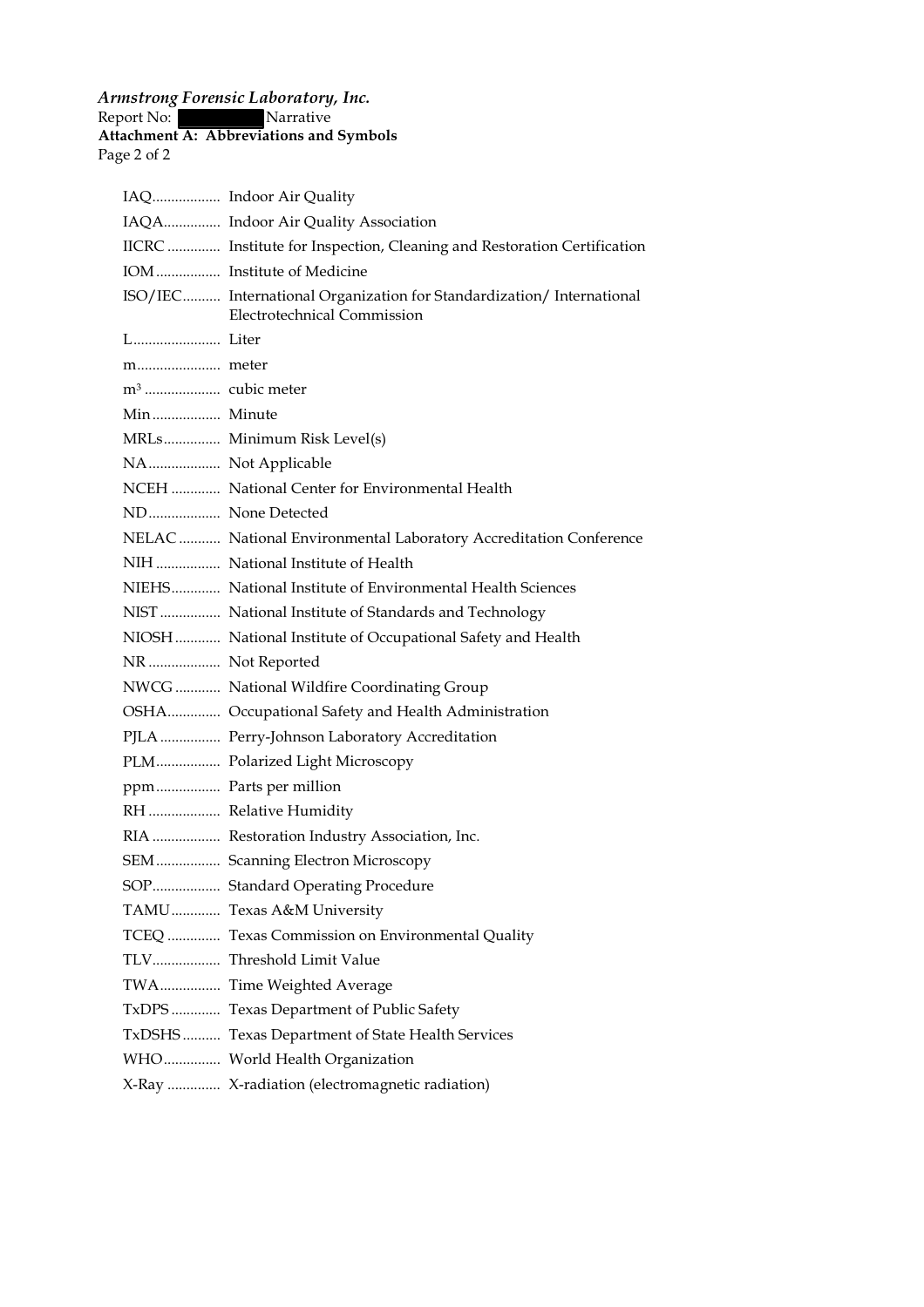*Armstrong Forensic Laboratory, Inc.*
Report No: ██████ Narrative
**Attachment A: Abbreviations and Symbols**

IAQ.................. Indoor Air Quality

IAQA............... Indoor Air Quality Association

IICRC .............. Institute for Inspection, Cleaning and Restoration Certification

IOM................. Institute of Medicine

ISO/IEC.......... International Organization for Standardization/ International Electrotechnical Commission

L....................... Liter

m...................... meter

$m^3$ .................... cubic meter

Min.................. Minute

MRLs............... Minimum Risk Level(s)

NA................... Not Applicable

NCEH ............. National Center for Environmental Health

ND................... None Detected

NELAC ........... National Environmental Laboratory Accreditation Conference

NIH ................. National Institute of Health

NIEHS............. National Institute of Environmental Health Sciences

NIST ................ National Institute of Standards and Technology

NIOSH ............ National Institute of Occupational Safety and Health

NR ................... Not Reported

NWCG ............ National Wildfire Coordinating Group

OSHA.............. Occupational Safety and Health Administration

PJLA ................ Perry-Johnson Laboratory Accreditation

PLM................. Polarized Light Microscopy

ppm................. Parts per million

RH ................... Relative Humidity

RIA .................. Restoration Industry Association, Inc.

SEM................. Scanning Electron Microscopy

SOP.................. Standard Operating Procedure

TAMU............. Texas A&M University

TCEQ .............. Texas Commission on Environmental Quality

TLV.................. Threshold Limit Value

TWA................ Time Weighted Average

TxDPS ............. Texas Department of Public Safety

TxDSHS .......... Texas Department of State Health Services

WHO............... World Health Organization

X-Ray .............. X-radiation (electromagnetic radiation)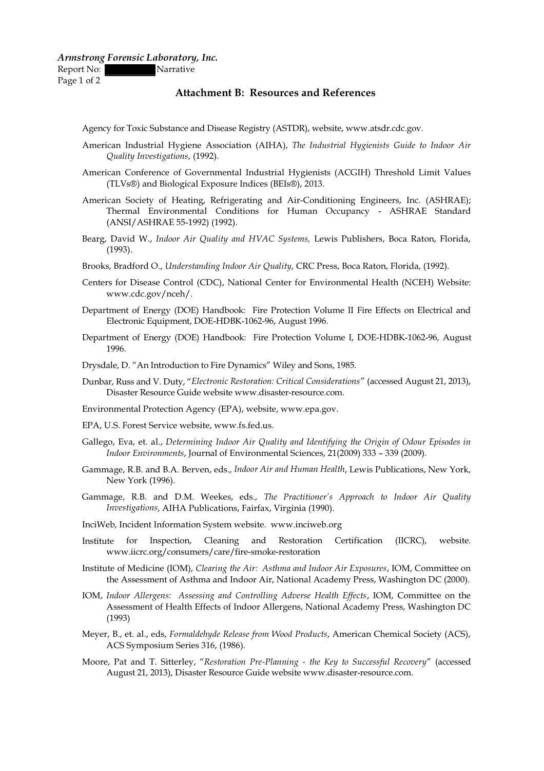## Attachment B: Resources and References

Agency for Toxic Substance and Disease Registry (ASTDR), website, www.atsdr.cdc.gov.

American Industrial Hygiene Association (AIHA), *The Industrial Hygienists Guide to Indoor Air Quality Investigations*, (1992).

American Conference of Governmental Industrial Hygienists (ACGIH) Threshold Limit Values (TLVs®) and Biological Exposure Indices (BEIs®), 2013.

American Society of Heating, Refrigerating and Air-Conditioning Engineers, Inc. (ASHRAE); Thermal Environmental Conditions for Human Occupancy - ASHRAE Standard (ANSI/ASHRAE 55-1992) (1992).

Beard, David W., *Indoor Air Quality and HVAC Systems,* Lewis Publishers, Boca Raton, Florida, (1993).

Brooks, Bradford O., *Understanding Indoor Air Quality*, CRC Press, Boca Raton, Florida, (1992).

Centers for Disease Control (CDC), National Center for Environmental Health (NCEH) Website: www.cdc.gov/nceh/.

Department of Energy (DOE) Handbook: Fire Protection Volume II Fire Effects on Electrical and Electronic Equipment, DOE-HDBK-1062-96, August 1996.

Department of Energy (DOE) Handbook: Fire Protection Volume I, DOE-HDBK-1062-96, August 1996.

Drysdale, D. "An Introduction to Fire Dynamics" Wiley and Sons, 1985.

Dunbar, Russ and V. Duty, "*Electronic Restoration: Critical Considerations*" (accessed August 21, 2013), Disaster Resource Guide website www.disaster-resource.com.

Environmental Protection Agency (EPA), website, www.epa.gov.

EPA, U.S. Forest Service website, www.fs.fed.us.

Gallego, Eva, et. al., *Determining Indoor Air Quality and Identifying the Origin of Odour Episodes in Indoor Environments*, Journal of Environmental Sciences, 21(2009) 333 – 339 (2009).

Gammage, R.B. and B.A. Berven, eds., *Indoor Air and Human Health*, Lewis Publications, New York, New York (1996).

Gammage, R.B. and D.M. Weekes, eds., *The Practitioner's Approach to Indoor Air Quality Investigations*, AIHA Publications, Fairfax, Virginia (1990).

InciWeb, Incident Information System website. www.inciweb.org

Institute for Inspection, Cleaning and Restoration Certification (IICRC), website. www.iicrc.org/consumers/care/fire-smoke-restoration

Institute of Medicine (IOM), *Clearing the Air: Asthma and Indoor Air Exposures*, IOM, Committee on the Assessment of Asthma and Indoor Air, National Academy Press, Washington DC (2000).

IOM, *Indoor Allergens: Assessing and Controlling Adverse Health Effects*, IOM, Committee on the Assessment of Health Effects of Indoor Allergens, National Academy Press, Washington DC (1993)

Meyer, B., et. al., eds, *Formaldehyde Release from Wood Products*, American Chemical Society (ACS), ACS Symposium Series 316, (1986).

Moore, Pat and T. Sitterley, "*Restoration Pre-Planning - the Key to Successful Recovery*" (accessed August 21, 2013), Disaster Resource Guide website www.disaster-resource.com.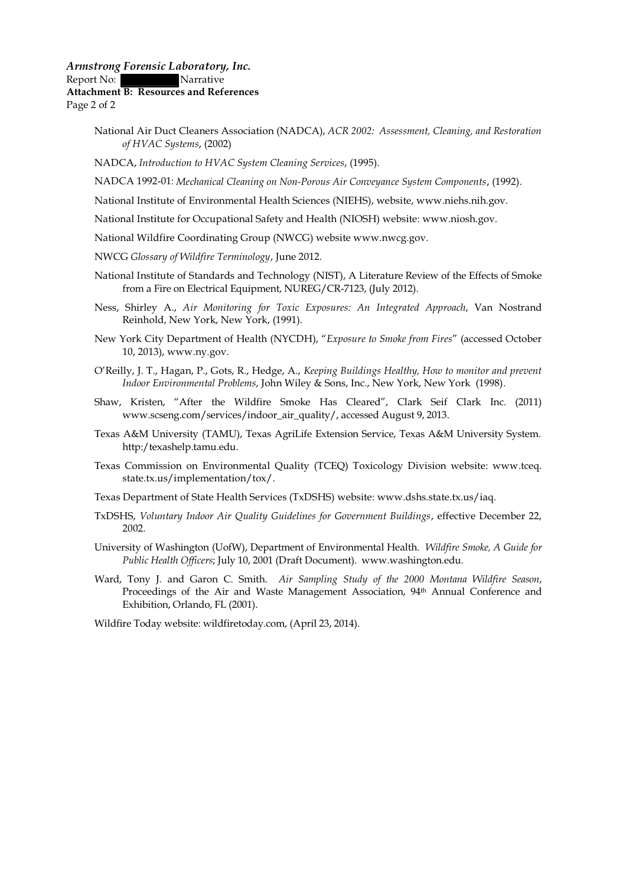National Air Duct Cleaners Association (NADCA), *ACR 2002: Assessment, Cleaning, and Restoration of HVAC Systems*, (2002)

NADCA, *Introduction to HVAC System Cleaning Services*, (1995).

NADCA 1992-01: *Mechanical Cleaning on Non-Porous Air Conveyance System Components*, (1992).

National Institute of Environmental Health Sciences (NIEHS), website, www.niehs.nih.gov.

National Institute for Occupational Safety and Health (NIOSH) website: www.niosh.gov.

National Wildfire Coordinating Group (NWCG) website www.nwcg.gov.

NWCG *Glossary of Wildfire Terminology*, June 2012.

National Institute of Standards and Technology (NIST), A Literature Review of the Effects of Smoke from a Fire on Electrical Equipment, NUREG/CR-7123, (July 2012).

Ness, Shirley A., *Air Monitoring for Toxic Exposures: An Integrated Approach*, Van Nostrand Reinhold, New York, New York, (1991).

New York City Department of Health (NYCDH), "*Exposure to Smoke from Fires*" (accessed October 10, 2013), www.ny.gov.

O'Reilly, J. T., Hagan, P., Gots, R., Hedge, A., *Keeping Buildings Healthy, How to monitor and prevent Indoor Environmental Problems*, John Wiley & Sons, Inc., New York, New York (1998).

Shaw, Kristen, "After the Wildfire Smoke Has Cleared", Clark Seif Clark Inc. (2011) www.scseng.com/services/indoor_air_quality/, accessed August 9, 2013.

Texas A&M University (TAMU), Texas AgriLife Extension Service, Texas A&M University System. http:/texashelp.tamu.edu.

Texas Commission on Environmental Quality (TCEQ) Toxicology Division website: www.tceq.state.tx.us/implementation/tox/.

Texas Department of State Health Services (TxDSHS) website: www.dshs.state.tx.us/iaq.

TxDSHS, *Voluntary Indoor Air Quality Guidelines for Government Buildings*, effective December 22, 2002.

University of Washington (UofW), Department of Environmental Health. *Wildfire Smoke, A Guide for Public Health Officers*; July 10, 2001 (Draft Document). www.washington.edu.

Ward, Tony J. and Garon C. Smith. *Air Sampling Study of the 2000 Montana Wildfire Season*, Proceedings of the Air and Waste Management Association, 94th Annual Conference and Exhibition, Orlando, FL (2001).

Wildfire Today website: wildfiretoday.com, (April 23, 2014).